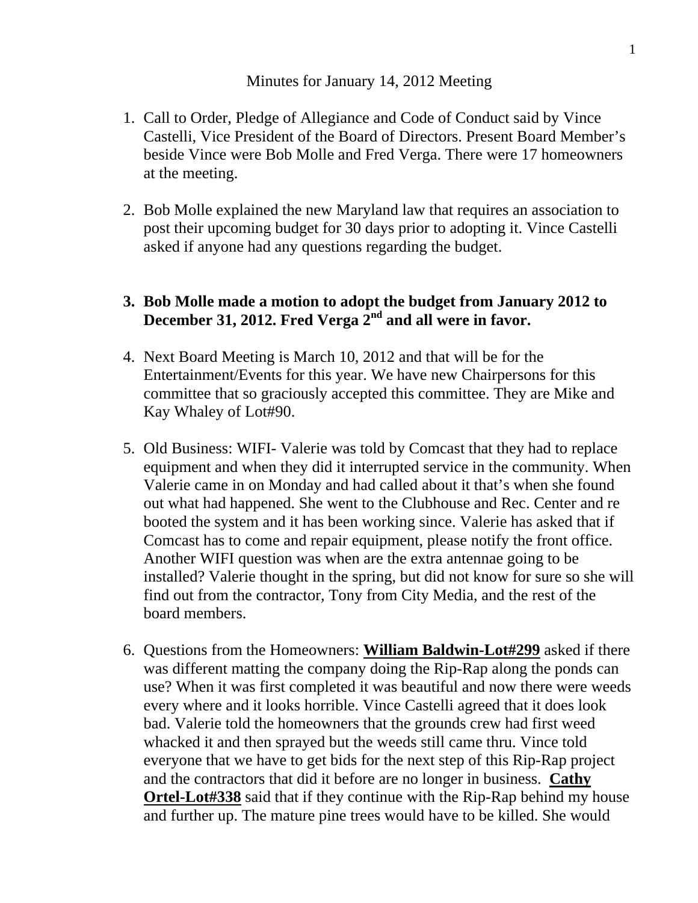Minutes for January 14, 2012 Meeting

1. Call to Order, Pledge of Allegiance and Code of Conduct said by Vince Castelli, Vice President of the Board of Directors. Present Board Member's beside Vince were Bob Molle and Fred Verga. There were 17 homeowners at the meeting.

2. Bob Molle explained the new Maryland law that requires an association to post their upcoming budget for 30 days prior to adopting it. Vince Castelli asked if anyone had any questions regarding the budget.

3. **Bob Molle made a motion to adopt the budget from January 2012 to December 31, 2012. Fred Verga 2nd and all were in favor.**

4. Next Board Meeting is March 10, 2012 and that will be for the Entertainment/Events for this year. We have new Chairpersons for this committee that so graciously accepted this committee. They are Mike and Kay Whaley of Lot#90.

5. Old Business: WIFI- Valerie was told by Comcast that they had to replace equipment and when they did it interrupted service in the community. When Valerie came in on Monday and had called about it that's when she found out what had happened. She went to the Clubhouse and Rec. Center and re booted the system and it has been working since. Valerie has asked that if Comcast has to come and repair equipment, please notify the front office. Another WIFI question was when are the extra antennae going to be installed? Valerie thought in the spring, but did not know for sure so she will find out from the contractor, Tony from City Media, and the rest of the board members.

6. Questions from the Homeowners: **William Baldwin-Lot#299** asked if there was different matting the company doing the Rip-Rap along the ponds can use? When it was first completed it was beautiful and now there were weeds every where and it looks horrible. Vince Castelli agreed that it does look bad. Valerie told the homeowners that the grounds crew had first weed whacked it and then sprayed but the weeds still came thru. Vince told everyone that we have to get bids for the next step of this Rip-Rap project and the contractors that did it before are no longer in business. **Cathy Ortel-Lot#338** said that if they continue with the Rip-Rap behind my house and further up. The mature pine trees would have to be killed. She would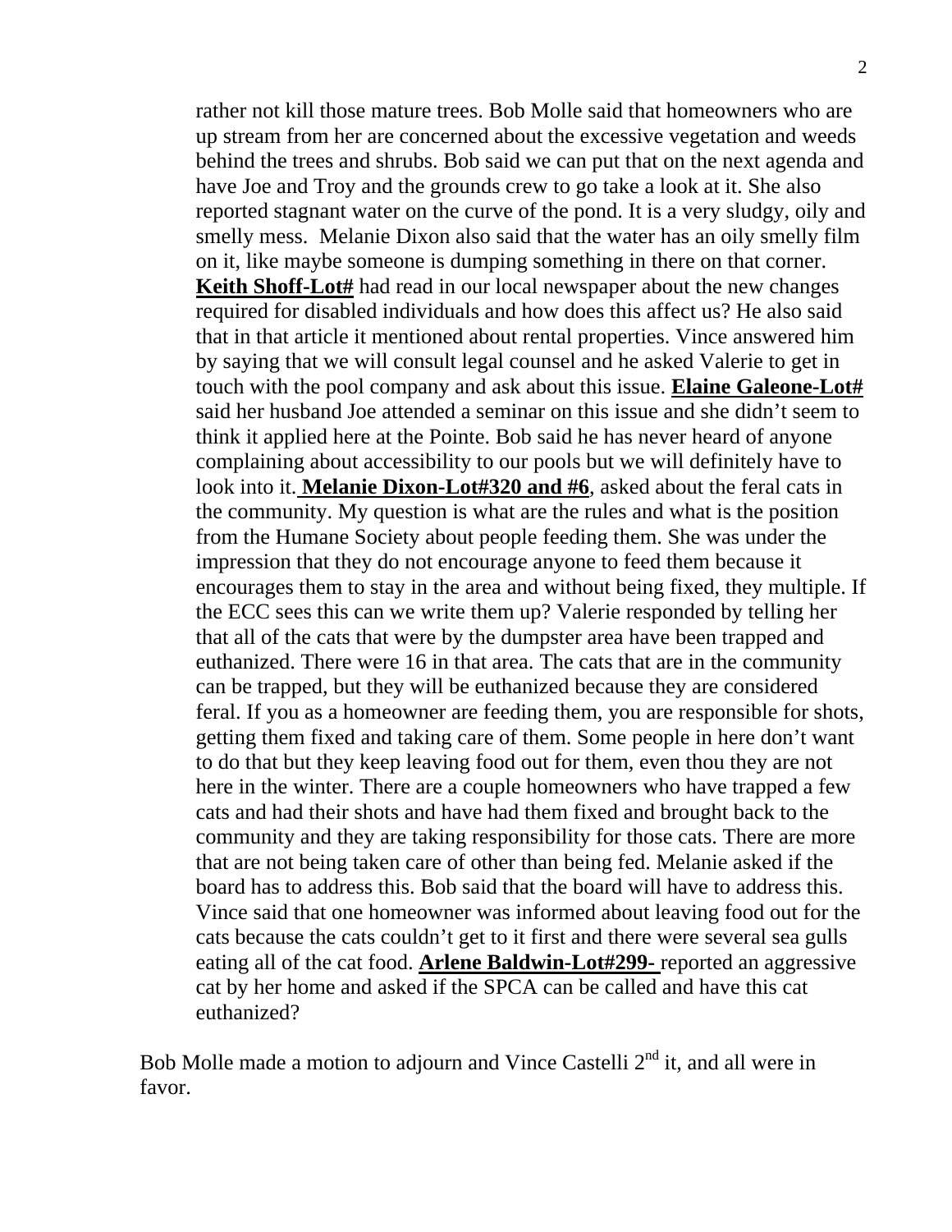rather not kill those mature trees. Bob Molle said that homeowners who are up stream from her are concerned about the excessive vegetation and weeds behind the trees and shrubs. Bob said we can put that on the next agenda and have Joe and Troy and the grounds crew to go take a look at it. She also reported stagnant water on the curve of the pond. It is a very sludgy, oily and smelly mess. Melanie Dixon also said that the water has an oily smelly film on it, like maybe someone is dumping something in there on that corner. **Keith Shoff-Lot#** had read in our local newspaper about the new changes required for disabled individuals and how does this affect us? He also said that in that article it mentioned about rental properties. Vince answered him by saying that we will consult legal counsel and he asked Valerie to get in touch with the pool company and ask about this issue. **Elaine Galeone-Lot#** said her husband Joe attended a seminar on this issue and she didn't seem to think it applied here at the Pointe. Bob said he has never heard of anyone complaining about accessibility to our pools but we will definitely have to look into it. **Melanie Dixon-Lot#320 and #6**, asked about the feral cats in the community. My question is what are the rules and what is the position from the Humane Society about people feeding them. She was under the impression that they do not encourage anyone to feed them because it encourages them to stay in the area and without being fixed, they multiple. If the ECC sees this can we write them up? Valerie responded by telling her that all of the cats that were by the dumpster area have been trapped and euthanized. There were 16 in that area. The cats that are in the community can be trapped, but they will be euthanized because they are considered feral. If you as a homeowner are feeding them, you are responsible for shots, getting them fixed and taking care of them. Some people in here don't want to do that but they keep leaving food out for them, even thou they are not here in the winter. There are a couple homeowners who have trapped a few cats and had their shots and have had them fixed and brought back to the community and they are taking responsibility for those cats. There are more that are not being taken care of other than being fed. Melanie asked if the board has to address this. Bob said that the board will have to address this. Vince said that one homeowner was informed about leaving food out for the cats because the cats couldn't get to it first and there were several sea gulls eating all of the cat food. **Arlene Baldwin-Lot#299-** reported an aggressive cat by her home and asked if the SPCA can be called and have this cat euthanized?

Bob Molle made a motion to adjourn and Vince Castelli 2nd it, and all were in favor.